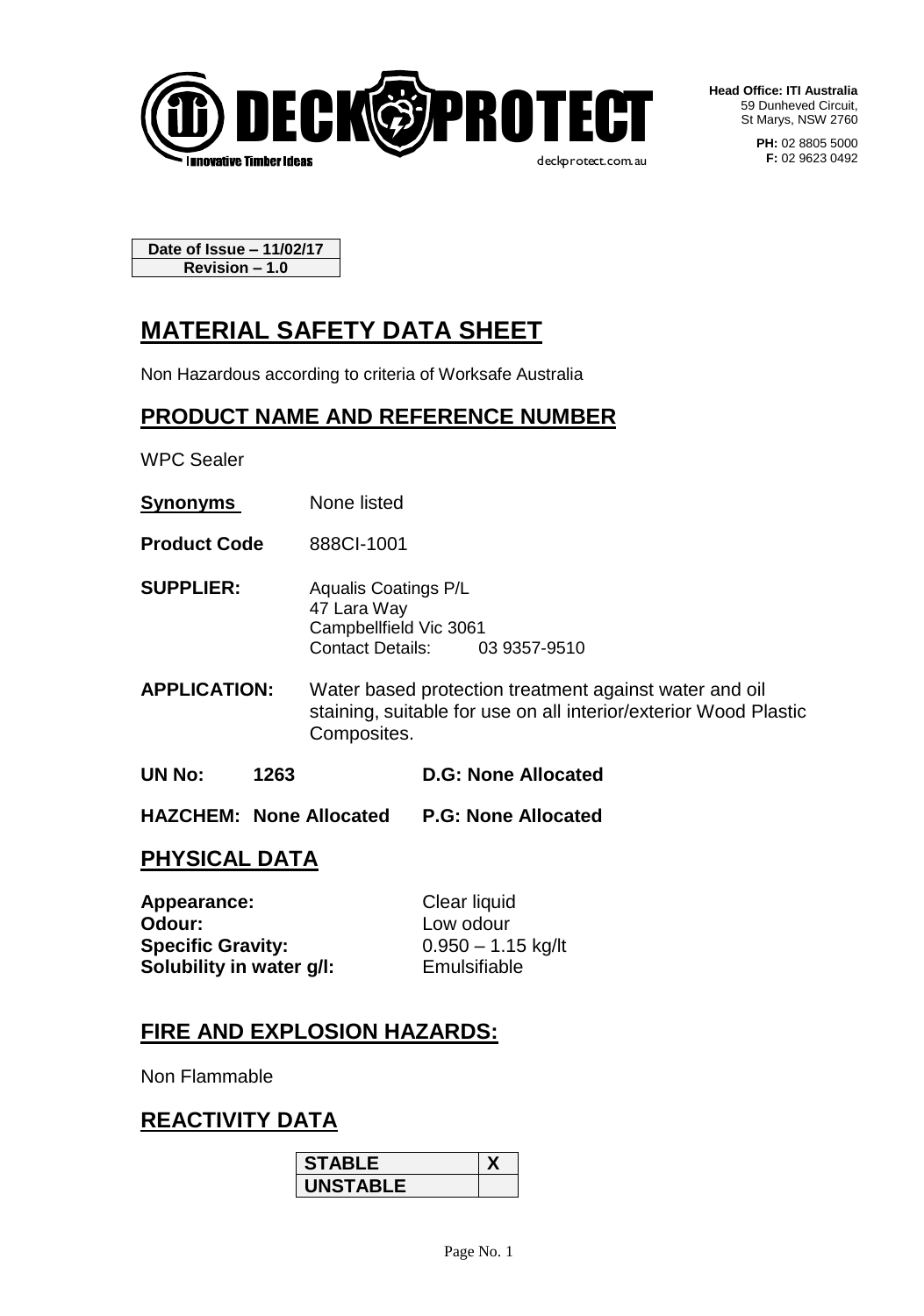**DECK PROTECT** — Innovative Timber Ideas — deckprotect.com.au

**Head Office: ITI Australia**
59 Dunheved Circuit,
St Marys, NSW 2760

**PH:** 02 8805 5000
**F:** 02 9623 0492

| Date of Issue – 11/02/17 |
|---|
| Revision – 1.0 |

# MATERIAL SAFETY DATA SHEET

Non Hazardous according to criteria of Worksafe Australia

## PRODUCT NAME AND REFERENCE NUMBER

WPC Sealer

**Synonyms** None listed

**Product Code** 888CI-1001

**SUPPLIER:** Aqualis Coatings P/L
47 Lara Way
Campbellfield Vic 3061
Contact Details: 03 9357-9510

**APPLICATION:** Water based protection treatment against water and oil staining, suitable for use on all interior/exterior Wood Plastic Composites.

**UN No: 1263** **D.G: None Allocated**

**HAZCHEM: None Allocated** **P.G: None Allocated**

## PHYSICAL DATA

**Appearance:** Clear liquid
**Odour:** Low odour
**Specific Gravity:** 0.950 – 1.15 kg/lt
**Solubility in water g/l:** Emulsifiable

## FIRE AND EXPLOSION HAZARDS:

Non Flammable

## REACTIVITY DATA

| STABLE | X |
|---|---|
| UNSTABLE | |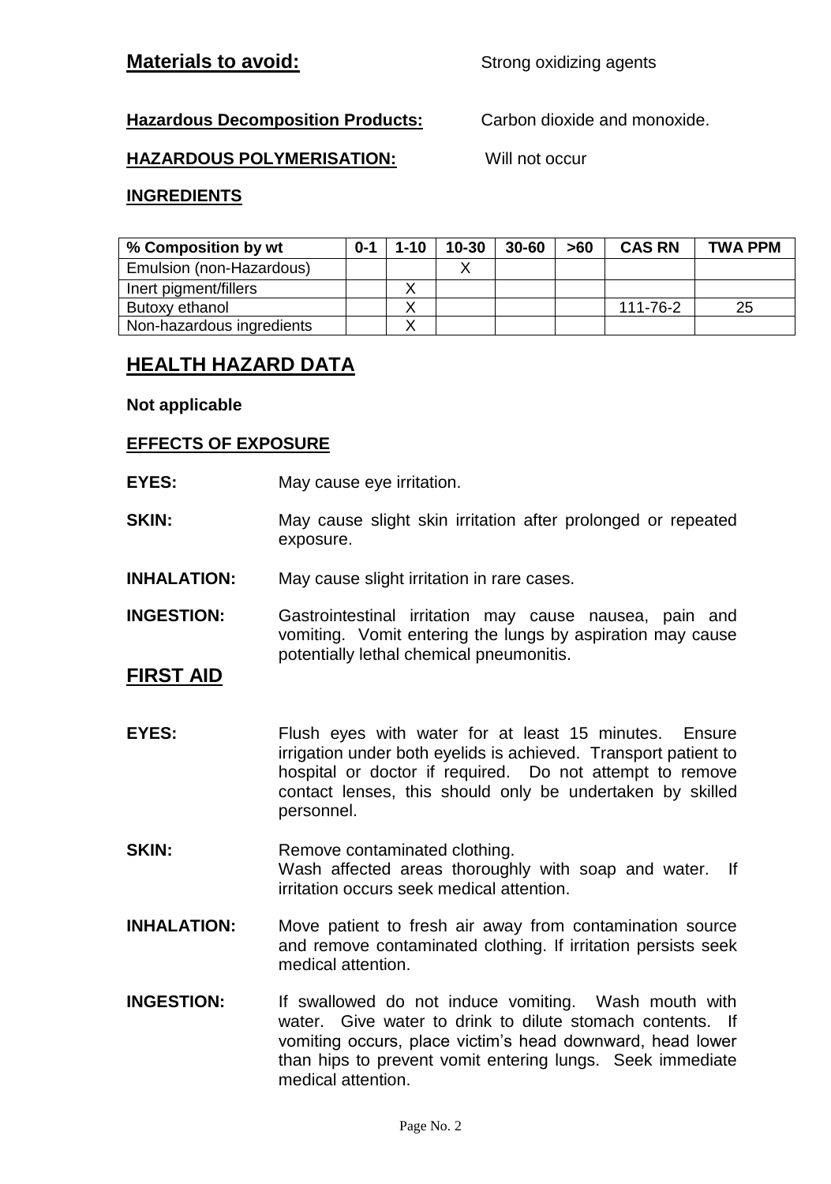**Materials to avoid:** Strong oxidizing agents

**Hazardous Decomposition Products:** Carbon dioxide and monoxide.

**HAZARDOUS POLYMERISATION:** Will not occur

**INGREDIENTS**

| % Composition by wt | 0-1 | 1-10 | 10-30 | 30-60 | >60 | CAS RN | TWA PPM |
|---|---|---|---|---|---|---|---|
| Emulsion (non-Hazardous) | | | X | | | | |
| Inert pigment/fillers | | X | | | | | |
| Butoxy ethanol | | X | | | | 111-76-2 | 25 |
| Non-hazardous ingredients | | X | | | | | |

## HEALTH HAZARD DATA

**Not applicable**

**EFFECTS OF EXPOSURE**

**EYES:** May cause eye irritation.

**SKIN:** May cause slight skin irritation after prolonged or repeated exposure.

**INHALATION:** May cause slight irritation in rare cases.

**INGESTION:** Gastrointestinal irritation may cause nausea, pain and vomiting. Vomit entering the lungs by aspiration may cause potentially lethal chemical pneumonitis.

## FIRST AID

**EYES:** Flush eyes with water for at least 15 minutes. Ensure irrigation under both eyelids is achieved. Transport patient to hospital or doctor if required. Do not attempt to remove contact lenses, this should only be undertaken by skilled personnel.

**SKIN:** Remove contaminated clothing.
Wash affected areas thoroughly with soap and water. If irritation occurs seek medical attention.

**INHALATION:** Move patient to fresh air away from contamination source and remove contaminated clothing. If irritation persists seek medical attention.

**INGESTION:** If swallowed do not induce vomiting. Wash mouth with water. Give water to drink to dilute stomach contents. If vomiting occurs, place victim's head downward, head lower than hips to prevent vomit entering lungs. Seek immediate medical attention.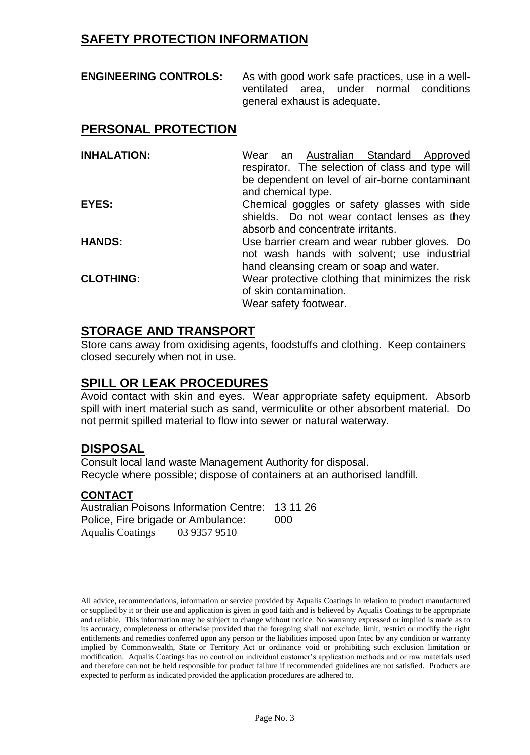## SAFETY PROTECTION INFORMATION

**ENGINEERING CONTROLS:** As with good work safe practices, use in a well-ventilated area, under normal conditions general exhaust is adequate.

## PERSONAL PROTECTION

**INHALATION:** Wear an Australian Standard Approved respirator. The selection of class and type will be dependent on level of air-borne contaminant and chemical type.

**EYES:** Chemical goggles or safety glasses with side shields. Do not wear contact lenses as they absorb and concentrate irritants.

**HANDS:** Use barrier cream and wear rubber gloves. Do not wash hands with solvent; use industrial hand cleansing cream or soap and water.

**CLOTHING:** Wear protective clothing that minimizes the risk of skin contamination.
Wear safety footwear.

## STORAGE AND TRANSPORT

Store cans away from oxidising agents, foodstuffs and clothing. Keep containers closed securely when not in use.

## SPILL OR LEAK PROCEDURES

Avoid contact with skin and eyes. Wear appropriate safety equipment. Absorb spill with inert material such as sand, vermiculite or other absorbent material. Do not permit spilled material to flow into sewer or natural waterway.

## DISPOSAL

Consult local land waste Management Authority for disposal.
Recycle where possible; dispose of containers at an authorised landfill.

### CONTACT

Australian Poisons Information Centre: 13 11 26
Police, Fire brigade or Ambulance: 000
Aqualis Coatings 03 9357 9510

All advice, recommendations, information or service provided by Aqualis Coatings in relation to product manufactured or supplied by it or their use and application is given in good faith and is believed by Aqualis Coatings to be appropriate and reliable. This information may be subject to change without notice. No warranty expressed or implied is made as to its accuracy, completeness or otherwise provided that the foregoing shall not exclude, limit, restrict or modify the right entitlements and remedies conferred upon any person or the liabilities imposed upon Intec by any condition or warranty implied by Commonwealth, State or Territory Act or ordinance void or prohibiting such exclusion limitation or modification. Aqualis Coatings has no control on individual customer's application methods and or raw materials used and therefore can not be held responsible for product failure if recommended guidelines are not satisfied. Products are expected to perform as indicated provided the application procedures are adhered to.